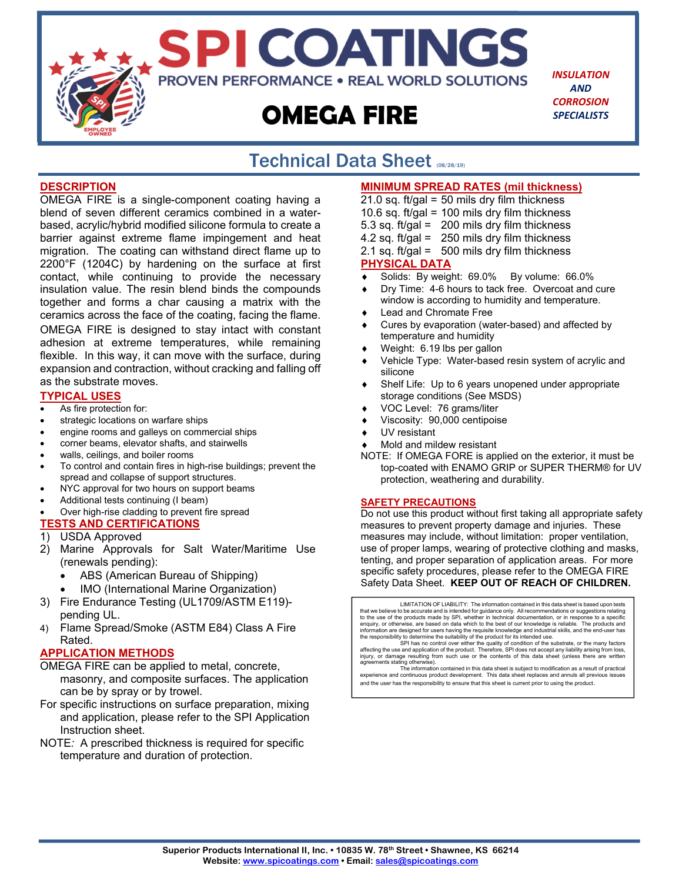# SPI COATINGS

PROVEN PERFORMANCE • REAL WORLD SOLUTIONS

# OMEGA FIRE

*INSULATION AND CORROSION SPECIALISTS*

## Technical Data Sheet (08/28/19)

## DESCRIPTION

OMEGA FIRE is a single-component coating having a blend of seven different ceramics combined in a water-based, acrylic/hybrid modified silicone formula to create a barrier against extreme flame impingement and heat migration. The coating can withstand direct flame up to 2200°F (1204C) by hardening on the surface at first contact, while continuing to provide the necessary insulation value. The resin blend binds the compounds together and forms a char causing a matrix with the ceramics across the face of the coating, facing the flame.

OMEGA FIRE is designed to stay intact with constant adhesion at extreme temperatures, while remaining flexible. In this way, it can move with the surface, during expansion and contraction, without cracking and falling off as the substrate moves.

## TYPICAL USES

- As fire protection for:
- strategic locations on warfare ships
- engine rooms and galleys on commercial ships
- corner beams, elevator shafts, and stairwells
- walls, ceilings, and boiler rooms
- To control and contain fires in high-rise buildings; prevent the spread and collapse of support structures.
- NYC approval for two hours on support beams
- Additional tests continuing (I beam)
- Over high-rise cladding to prevent fire spread

## TESTS AND CERTIFICATIONS

1) USDA Approved
2) Marine Approvals for Salt Water/Maritime Use (renewals pending):
   - ABS (American Bureau of Shipping)
   - IMO (International Marine Organization)
3) Fire Endurance Testing (UL1709/ASTM E119)-pending UL.
4) Flame Spread/Smoke (ASTM E84) Class A Fire Rated.

## APPLICATION METHODS

OMEGA FIRE can be applied to metal, concrete, masonry, and composite surfaces. The application can be by spray or by trowel.

For specific instructions on surface preparation, mixing and application, please refer to the SPI Application Instruction sheet.

NOTE*:* A prescribed thickness is required for specific temperature and duration of protection.

## MINIMUM SPREAD RATES (mil thickness)

21.0 sq. ft/gal = 50 mils dry film thickness
10.6 sq. ft/gal = 100 mils dry film thickness
5.3 sq. ft/gal = 200 mils dry film thickness
4.2 sq. ft/gal = 250 mils dry film thickness
2.1 sq. ft/gal = 500 mils dry film thickness

## PHYSICAL DATA

- Solids: By weight: 69.0% By volume: 66.0%
- Dry Time: 4-6 hours to tack free. Overcoat and cure window is according to humidity and temperature.
- Lead and Chromate Free
- Cures by evaporation (water-based) and affected by temperature and humidity
- Weight: 6.19 lbs per gallon
- Vehicle Type: Water-based resin system of acrylic and silicone
- Shelf Life: Up to 6 years unopened under appropriate storage conditions (See MSDS)
- VOC Level: 76 grams/liter
- Viscosity: 90,000 centipoise
- UV resistant
- Mold and mildew resistant

NOTE: If OMEGA FORE is applied on the exterior, it must be top-coated with ENAMO GRIP or SUPER THERM® for UV protection, weathering and durability.

## SAFETY PRECAUTIONS

Do not use this product without first taking all appropriate safety measures to prevent property damage and injuries. These measures may include, without limitation: proper ventilation, use of proper lamps, wearing of protective clothing and masks, tenting, and proper separation of application areas. For more specific safety procedures, please refer to the OMEGA FIRE Safety Data Sheet. **KEEP OUT OF REACH OF CHILDREN.**

LIMITATION OF LIABILITY: The information contained in this data sheet is based upon tests that we believe to be accurate and is intended for guidance only. All recommendations or suggestions relating to the use of the products made by SPI, whether in technical documentation, or in response to a specific enquiry, or otherwise, are based on data which to the best of our knowledge is reliable. The products and information are designed for users having the requisite knowledge and industrial skills, and the end-user has the responsibility to determine the suitability of the product for its intended use.

SPI has no control over either the quality of condition of the substrate, or the many factors affecting the use and application of the product. Therefore, SPI does not accept any liability arising from loss, injury, or damage resulting from such use or the contents of this data sheet (unless there are written agreements stating otherwise).

The information contained in this data sheet is subject to modification as a result of practical experience and continuous product development. This data sheet replaces and annuls all previous issues and the user has the responsibility to ensure that this sheet is current prior to using the product.

**Superior Products International II, Inc. • 10835 W. 78th Street • Shawnee, KS 66214**
**Website: www.spicoatings.com • Email: sales@spicoatings.com**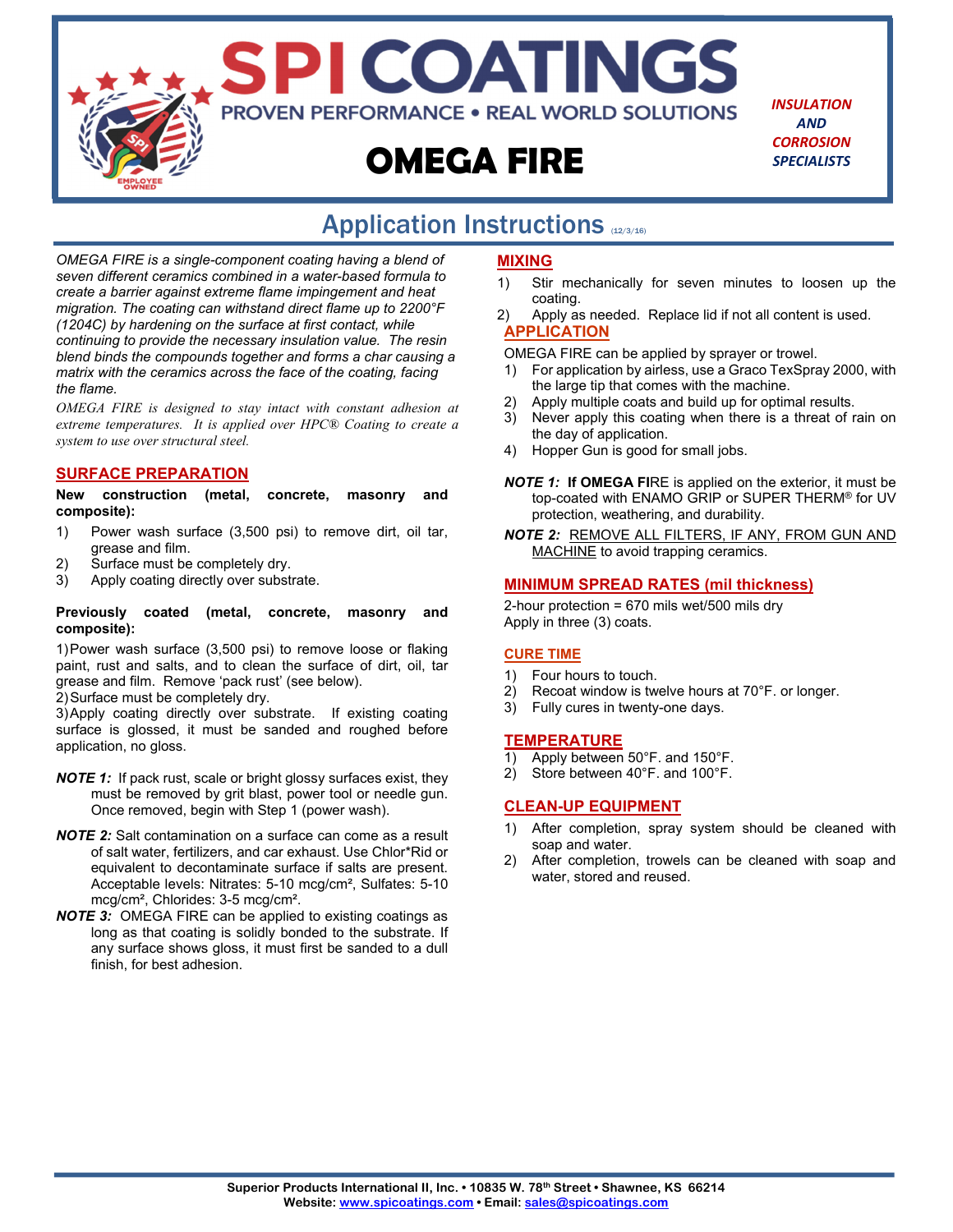# SPI COATINGS

PROVEN PERFORMANCE • REAL WORLD SOLUTIONS

***INSULATION AND CORROSION SPECIALISTS***

# OMEGA FIRE

## Application Instructions (12/3/16)

*OMEGA FIRE is a single-component coating having a blend of seven different ceramics combined in a water-based formula to create a barrier against extreme flame impingement and heat migration. The coating can withstand direct flame up to 2200°F (1204C) by hardening on the surface at first contact, while continuing to provide the necessary insulation value. The resin blend binds the compounds together and forms a char causing a matrix with the ceramics across the face of the coating, facing the flame.*

*OMEGA FIRE is designed to stay intact with constant adhesion at extreme temperatures. It is applied over HPC® Coating to create a system to use over structural steel.*

### SURFACE PREPARATION

**New construction (metal, concrete, masonry and composite):**

1) Power wash surface (3,500 psi) to remove dirt, oil tar, grease and film.
2) Surface must be completely dry.
3) Apply coating directly over substrate.

**Previously coated (metal, concrete, masonry and composite):**

1) Power wash surface (3,500 psi) to remove loose or flaking paint, rust and salts, and to clean the surface of dirt, oil, tar grease and film. Remove 'pack rust' (see below).
2) Surface must be completely dry.
3) Apply coating directly over substrate. If existing coating surface is glossed, it must be sanded and roughed before application, no gloss.

***NOTE 1:*** If pack rust, scale or bright glossy surfaces exist, they must be removed by grit blast, power tool or needle gun. Once removed, begin with Step 1 (power wash).

***NOTE 2:*** Salt contamination on a surface can come as a result of salt water, fertilizers, and car exhaust. Use Chlor*Rid or equivalent to decontaminate surface if salts are present. Acceptable levels: Nitrates: 5-10 mcg/cm², Sulfates: 5-10 mcg/cm², Chlorides: 3-5 mcg/cm².

***NOTE 3:*** OMEGA FIRE can be applied to existing coatings as long as that coating is solidly bonded to the substrate. If any surface shows gloss, it must first be sanded to a dull finish, for best adhesion.

### MIXING

1) Stir mechanically for seven minutes to loosen up the coating.
2) Apply as needed. Replace lid if not all content is used.

### APPLICATION

OMEGA FIRE can be applied by sprayer or trowel.

1) For application by airless, use a Graco TexSpray 2000, with the large tip that comes with the machine.
2) Apply multiple coats and build up for optimal results.
3) Never apply this coating when there is a threat of rain on the day of application.
4) Hopper Gun is good for small jobs.

***NOTE 1:*** If **OMEGA FI**RE is applied on the exterior, it must be top-coated with ENAMO GRIP or SUPER THERM® for UV protection, weathering, and durability.

***NOTE 2:*** REMOVE ALL FILTERS, IF ANY, FROM GUN AND MACHINE to avoid trapping ceramics.

### MINIMUM SPREAD RATES (mil thickness)

2-hour protection = 670 mils wet/500 mils dry
Apply in three (3) coats.

### CURE TIME

1) Four hours to touch.
2) Recoat window is twelve hours at 70°F. or longer.
3) Fully cures in twenty-one days.

### TEMPERATURE

1) Apply between 50°F. and 150°F.
2) Store between 40°F. and 100°F.

### CLEAN-UP EQUIPMENT

1) After completion, spray system should be cleaned with soap and water.
2) After completion, trowels can be cleaned with soap and water, stored and reused.

**Superior Products International II, Inc. • 10835 W. 78th Street • Shawnee, KS 66214**
**Website: www.spicoatings.com • Email: sales@spicoatings.com**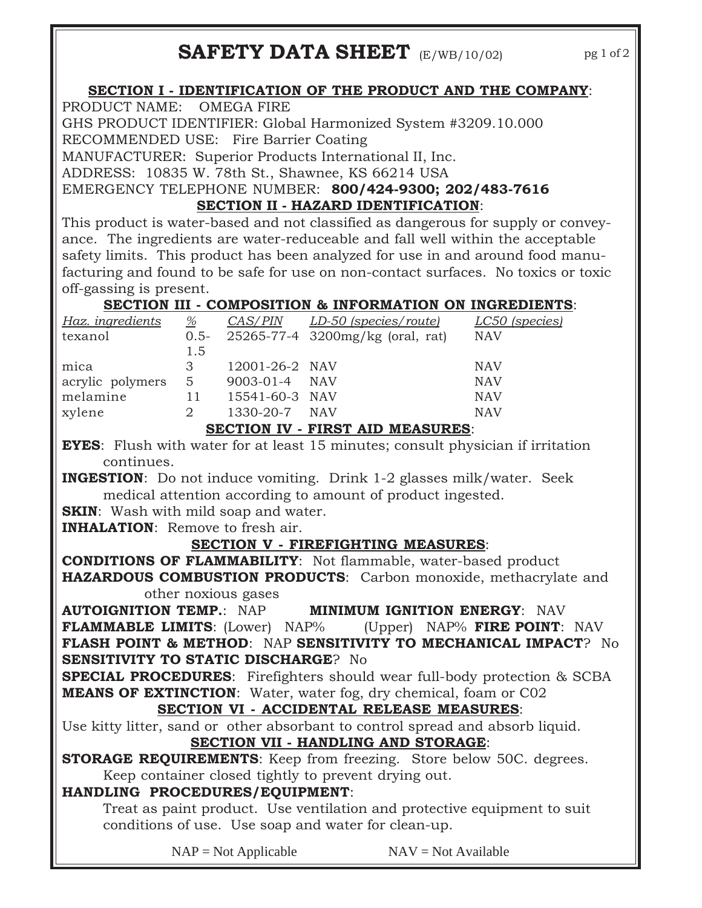# SAFETY DATA SHEET (E/WB/10/02)

### SECTION I - IDENTIFICATION OF THE PRODUCT AND THE COMPANY:

PRODUCT NAME: OMEGA FIRE
GHS PRODUCT IDENTIFIER: Global Harmonized System #3209.10.000
RECOMMENDED USE: Fire Barrier Coating
MANUFACTURER: Superior Products International II, Inc.
ADDRESS: 10835 W. 78th St., Shawnee, KS 66214 USA
EMERGENCY TELEPHONE NUMBER: **800/424-9300; 202/483-7616**

### SECTION II - HAZARD IDENTIFICATION:

This product is water-based and not classified as dangerous for supply or conveyance. The ingredients are water-reduceable and fall well within the acceptable safety limits. This product has been analyzed for use in and around food manufacturing and found to be safe for use on non-contact surfaces. No toxics or toxic off-gassing is present.

### SECTION III - COMPOSITION & INFORMATION ON INGREDIENTS:

| *Haz. ingredients* | *%* | *CAS/PIN* | *LD-50 (species/route)* | *LC50 (species)* |
|---|---|---|---|---|
| texanol | 0.5-1.5 | 25265-77-4 | 3200mg/kg (oral, rat) | NAV |
| mica | 3 | 12001-26-2 | NAV | NAV |
| acrylic polymers | 5 | 9003-01-4 | NAV | NAV |
| melamine | 11 | 15541-60-3 | NAV | NAV |
| xylene | 2 | 1330-20-7 | NAV | NAV |

### SECTION IV - FIRST AID MEASURES:

**EYES**: Flush with water for at least 15 minutes; consult physician if irritation continues.

**INGESTION**: Do not induce vomiting. Drink 1-2 glasses milk/water. Seek medical attention according to amount of product ingested.

**SKIN**: Wash with mild soap and water.

**INHALATION**: Remove to fresh air.

### SECTION V - FIREFIGHTING MEASURES:

**CONDITIONS OF FLAMMABILITY**: Not flammable, water-based product

**HAZARDOUS COMBUSTION PRODUCTS**: Carbon monoxide, methacrylate and other noxious gases

**AUTOIGNITION TEMP.**: NAP **MINIMUM IGNITION ENERGY**: NAV

**FLAMMABLE LIMITS**: (Lower) NAP% (Upper) NAP% **FIRE POINT**: NAV

**FLASH POINT & METHOD**: NAP **SENSITIVITY TO MECHANICAL IMPACT**? No

**SENSITIVITY TO STATIC DISCHARGE**? No

**SPECIAL PROCEDURES**: Firefighters should wear full-body protection & SCBA

**MEANS OF EXTINCTION**: Water, water fog, dry chemical, foam or C02

### SECTION VI - ACCIDENTAL RELEASE MEASURES:

Use kitty litter, sand or other absorbant to control spread and absorb liquid.

### SECTION VII - HANDLING AND STORAGE:

**STORAGE REQUIREMENTS**: Keep from freezing. Store below 50C. degrees. Keep container closed tightly to prevent drying out.

**HANDLING PROCEDURES/EQUIPMENT**:

Treat as paint product. Use ventilation and protective equipment to suit conditions of use. Use soap and water for clean-up.

NAP = Not Applicable NAV = Not Available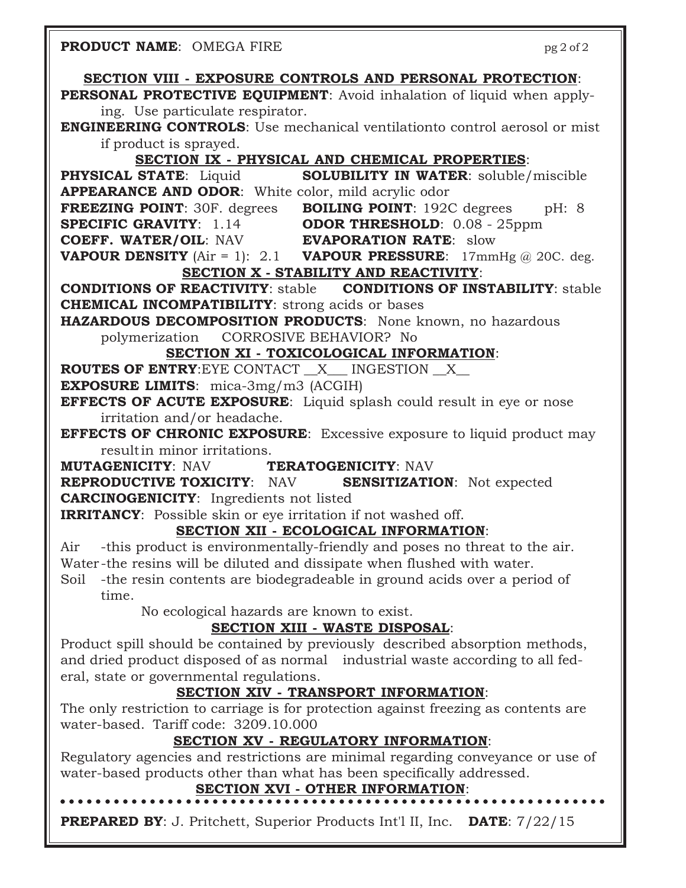**PRODUCT NAME**: OMEGA FIRE

## SECTION VIII - EXPOSURE CONTROLS AND PERSONAL PROTECTION:

**PERSONAL PROTECTIVE EQUIPMENT**: Avoid inhalation of liquid when applying. Use particulate respirator.

**ENGINEERING CONTROLS**: Use mechanical ventilationto control aerosol or mist if product is sprayed.

## SECTION IX - PHYSICAL AND CHEMICAL PROPERTIES:

**PHYSICAL STATE**: Liquid **SOLUBILITY IN WATER**: soluble/miscible

**APPEARANCE AND ODOR**: White color, mild acrylic odor

**FREEZING POINT**: 30F. degrees **BOILING POINT**: 192C degrees pH: 8

**SPECIFIC GRAVITY**: 1.14 **ODOR THRESHOLD**: 0.08 - 25ppm

**COEFF. WATER/OIL**: NAV **EVAPORATION RATE**: slow

**VAPOUR DENSITY** (Air = 1): 2.1 **VAPOUR PRESSURE**: 17mmHg @ 20C. deg.

## SECTION X - STABILITY AND REACTIVITY:

**CONDITIONS OF REACTIVITY**: stable **CONDITIONS OF INSTABILITY**: stable

**CHEMICAL INCOMPATIBILITY**: strong acids or bases

**HAZARDOUS DECOMPOSITION PRODUCTS**: None known, no hazardous polymerization CORROSIVE BEHAVIOR? No

## SECTION XI - TOXICOLOGICAL INFORMATION:

**ROUTES OF ENTRY**:EYE CONTACT __X___ INGESTION __X__

**EXPOSURE LIMITS**: mica-3mg/m3 (ACGIH)

**EFFECTS OF ACUTE EXPOSURE**: Liquid splash could result in eye or nose irritation and/or headache.

**EFFECTS OF CHRONIC EXPOSURE**: Excessive exposure to liquid product may resultin minor irritations.

**MUTAGENICITY**: NAV **TERATOGENICITY**: NAV

**REPRODUCTIVE TOXICITY**: NAV **SENSITIZATION**: Not expected

**CARCINOGENICITY**: Ingredients not listed

**IRRITANCY**: Possible skin or eye irritation if not washed off.

## SECTION XII - ECOLOGICAL INFORMATION:

Air -this product is environmentally-friendly and poses no threat to the air.

Water -the resins will be diluted and dissipate when flushed with water.

Soil -the resin contents are biodegradeable in ground acids over a period of time.

No ecological hazards are known to exist.

## SECTION XIII - WASTE DISPOSAL:

Product spill should be contained by previously described absorption methods, and dried product disposed of as normal industrial waste according to all federal, state or governmental regulations.

## SECTION XIV - TRANSPORT INFORMATION:

The only restriction to carriage is for protection against freezing as contents are water-based. Tariff code: 3209.10.000

## SECTION XV - REGULATORY INFORMATION:

Regulatory agencies and restrictions are minimal regarding conveyance or use of water-based products other than what has been specifically addressed.

## SECTION XVI - OTHER INFORMATION:

**PREPARED BY**: J. Pritchett, Superior Products Int'l II, Inc. **DATE**: 7/22/15